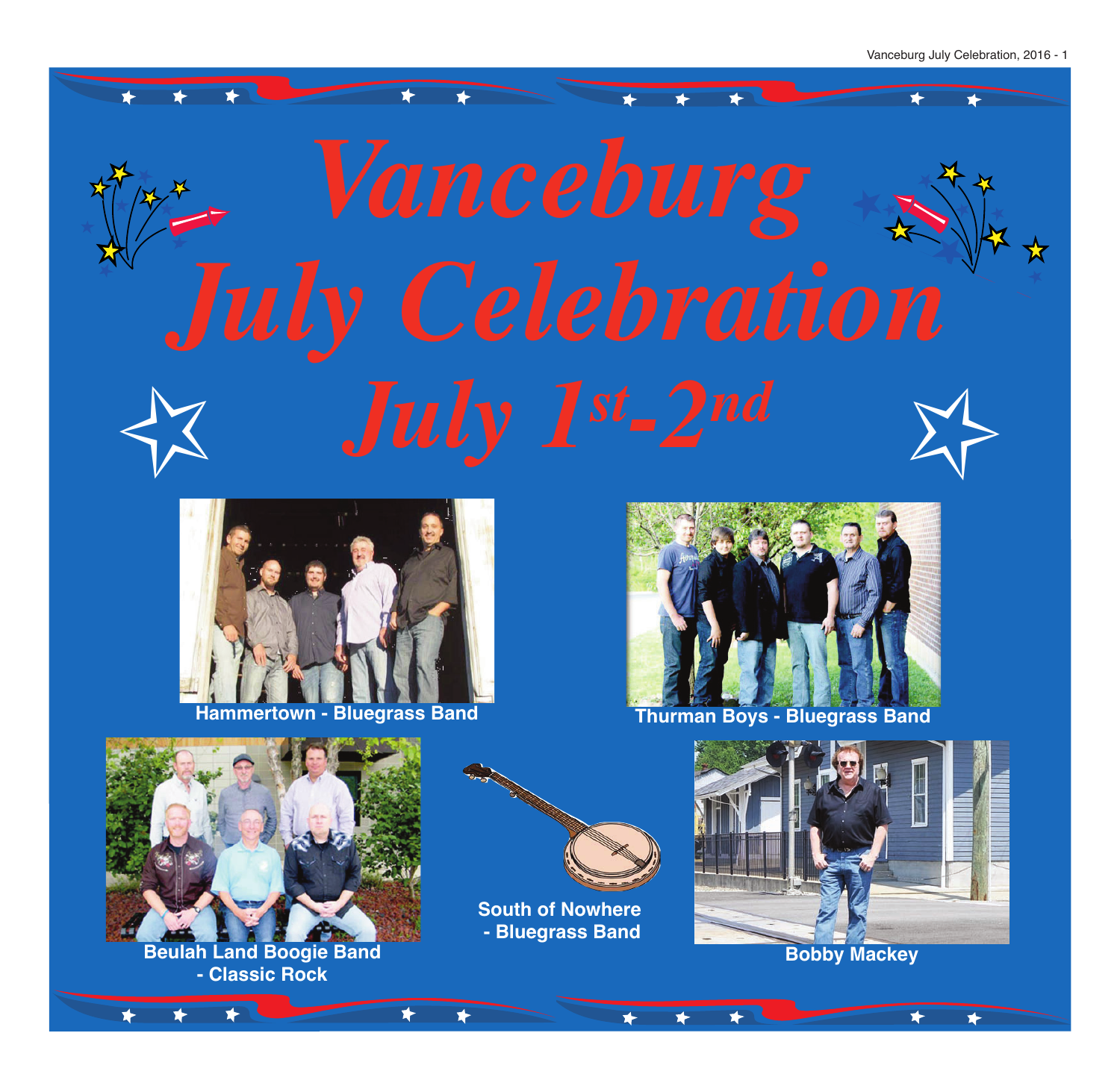# Vanceburg July Celebration

## July 1st-2nd

Hammertown - Bluegrass Band

Thurman Boys - Bluegrass Band

Beulah Land Boogie Band - Classic Rock

South of Nowhere - Bluegrass Band

Bobby Mackey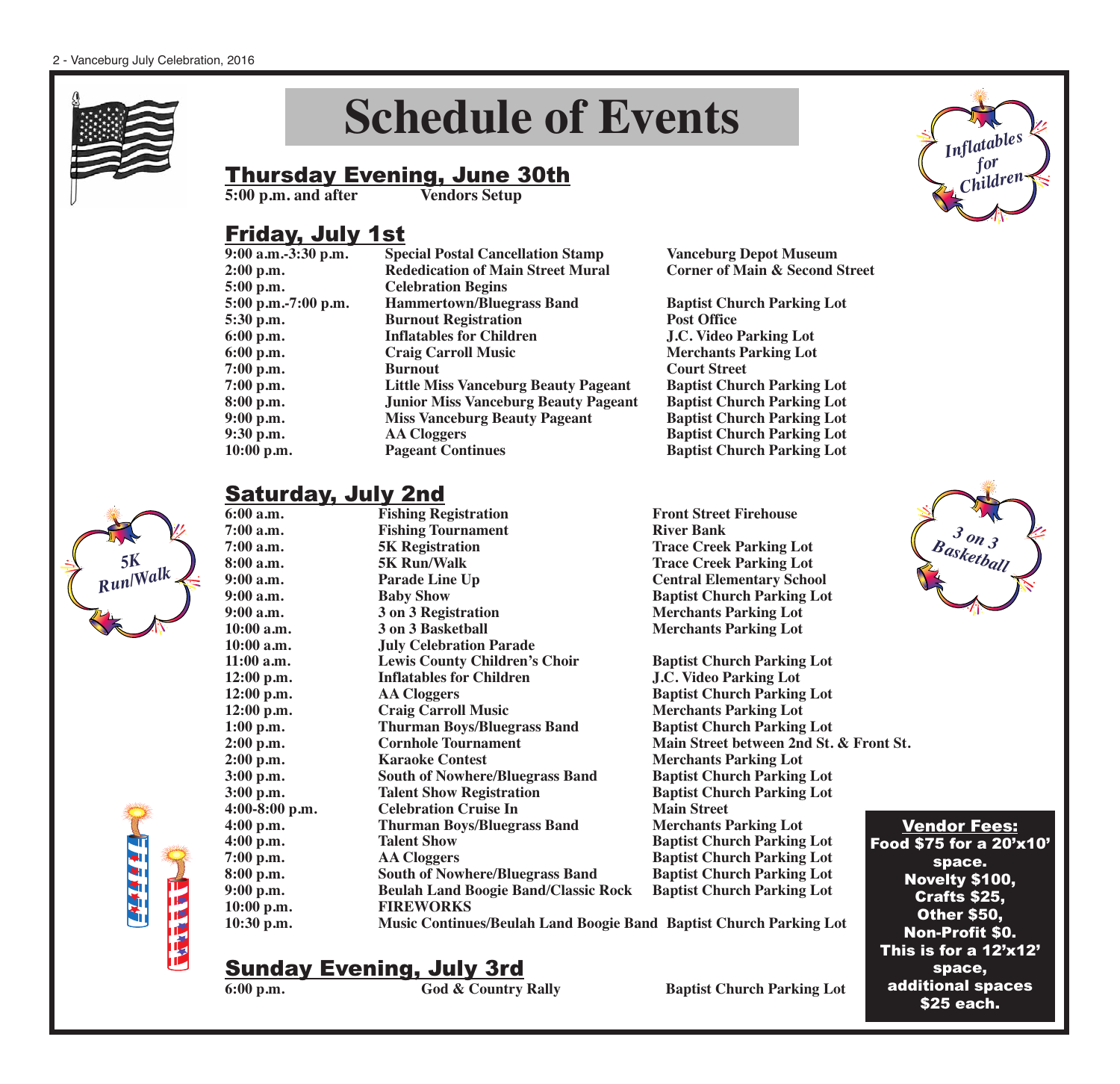# Schedule of Events

*Inflatables for Children*

## Thursday Evening, June 30th

| | | |
|---|---|---|
| 5:00 p.m. and after | Vendors Setup | |

## Friday, July 1st

| | | |
|---|---|---|
| 9:00 a.m.-3:30 p.m. | Special Postal Cancellation Stamp | Vanceburg Depot Museum |
| 2:00 p.m. | Rededication of Main Street Mural | Corner of Main & Second Street |
| 5:00 p.m. | Celebration Begins | |
| 5:00 p.m.-7:00 p.m. | Hammertown/Bluegrass Band | Baptist Church Parking Lot |
| 5:30 p.m. | Burnout Registration | Post Office |
| 6:00 p.m. | Inflatables for Children | J.C. Video Parking Lot |
| 6:00 p.m. | Craig Carroll Music | Merchants Parking Lot |
| 7:00 p.m. | Burnout | Court Street |
| 7:00 p.m. | Little Miss Vanceburg Beauty Pageant | Baptist Church Parking Lot |
| 8:00 p.m. | Junior Miss Vanceburg Beauty Pageant | Baptist Church Parking Lot |
| 9:00 p.m. | Miss Vanceburg Beauty Pageant | Baptist Church Parking Lot |
| 9:30 p.m. | AA Cloggers | Baptist Church Parking Lot |
| 10:00 p.m. | Pageant Continues | Baptist Church Parking Lot |

*5K Run/Walk*

*3 on 3 Basketball*

## Saturday, July 2nd

| | | |
|---|---|---|
| 6:00 a.m. | Fishing Registration | Front Street Firehouse |
| 7:00 a.m. | Fishing Tournament | River Bank |
| 7:00 a.m. | 5K Registration | Trace Creek Parking Lot |
| 8:00 a.m. | 5K Run/Walk | Trace Creek Parking Lot |
| 9:00 a.m. | Parade Line Up | Central Elementary School |
| 9:00 a.m. | Baby Show | Baptist Church Parking Lot |
| 9:00 a.m. | 3 on 3 Registration | Merchants Parking Lot |
| 10:00 a.m. | 3 on 3 Basketball | Merchants Parking Lot |
| 10:00 a.m. | July Celebration Parade | |
| 11:00 a.m. | Lewis County Children's Choir | Baptist Church Parking Lot |
| 12:00 p.m. | Inflatables for Children | J.C. Video Parking Lot |
| 12:00 p.m. | AA Cloggers | Baptist Church Parking Lot |
| 12:00 p.m. | Craig Carroll Music | Merchants Parking Lot |
| 1:00 p.m. | Thurman Boys/Bluegrass Band | Baptist Church Parking Lot |
| 2:00 p.m. | Cornhole Tournament | Main Street between 2nd St. & Front St. |
| 2:00 p.m. | Karaoke Contest | Merchants Parking Lot |
| 3:00 p.m. | South of Nowhere/Bluegrass Band | Baptist Church Parking Lot |
| 3:00 p.m. | Talent Show Registration | Baptist Church Parking Lot |
| 4:00-8:00 p.m. | Celebration Cruise In | Main Street |
| 4:00 p.m. | Thurman Boys/Bluegrass Band | Merchants Parking Lot |
| 4:00 p.m. | Talent Show | Baptist Church Parking Lot |
| 7:00 p.m. | AA Cloggers | Baptist Church Parking Lot |
| 8:00 p.m. | South of Nowhere/Bluegrass Band | Baptist Church Parking Lot |
| 9:00 p.m. | Beulah Land Boogie Band/Classic Rock | Baptist Church Parking Lot |
| 10:00 p.m. | FIREWORKS | |
| 10:30 p.m. | Music Continues/Beulah Land Boogie Band | Baptist Church Parking Lot |

## Sunday Evening, July 3rd

| | | |
|---|---|---|
| 6:00 p.m. | God & Country Rally | Baptist Church Parking Lot |

**Vendor Fees:**

**Food $75 for a 20'x10' space. Novelty $100, Crafts $25, Other $50, Non-Profit $0. This is for a 12'x12' space, additional spaces $25 each.**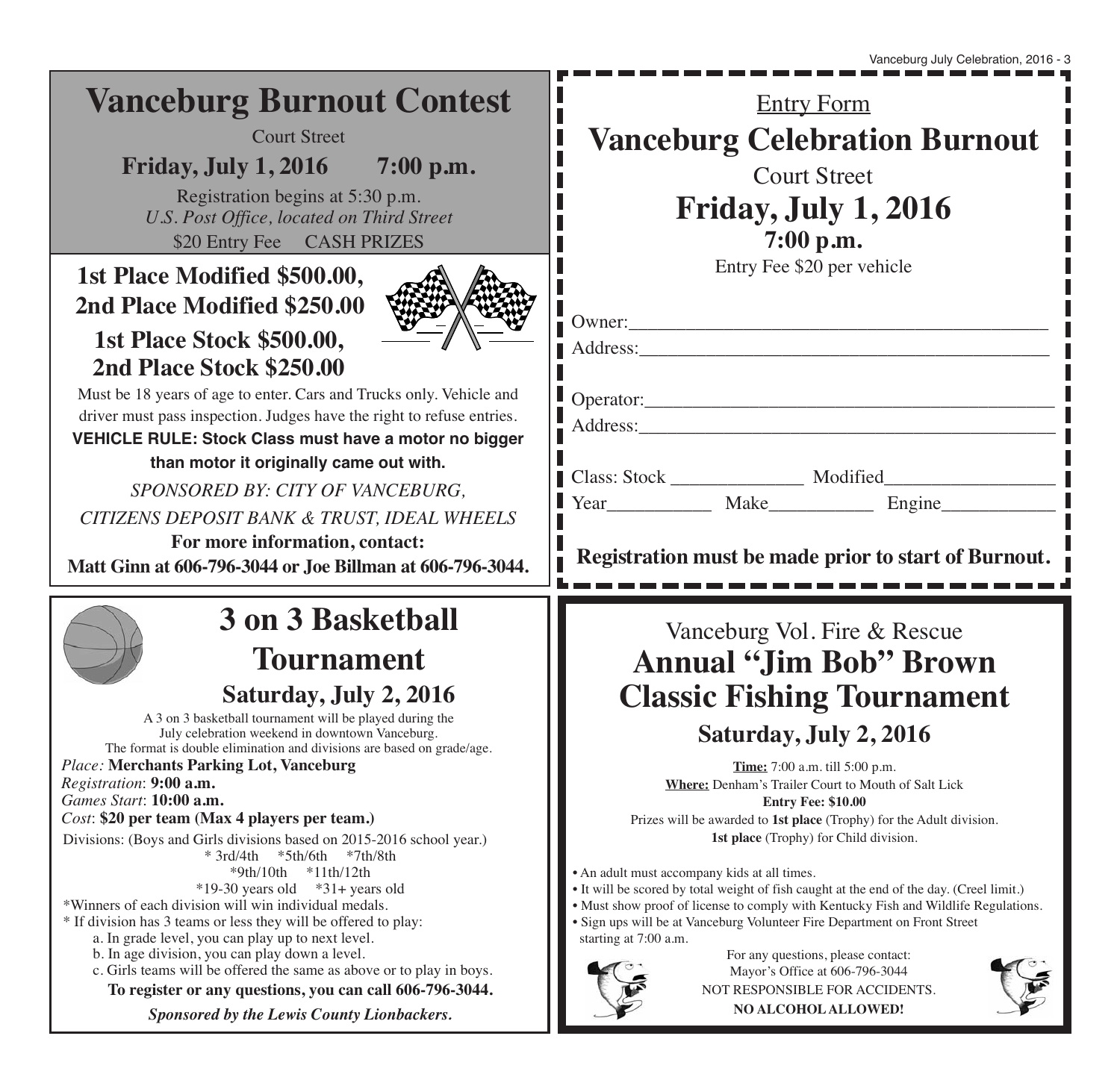# Vanceburg Burnout Contest

Court Street

**Friday, July 1, 2016 7:00 p.m.**

Registration begins at 5:30 p.m.
*U.S. Post Office, located on Third Street*
$20 Entry Fee CASH PRIZES

**1st Place Modified $500.00,**
**2nd Place Modified $250.00**

**1st Place Stock $500.00,**
**2nd Place Stock $250.00**

Must be 18 years of age to enter. Cars and Trucks only. Vehicle and driver must pass inspection. Judges have the right to refuse entries.

**VEHICLE RULE: Stock Class must have a motor no bigger than motor it originally came out with.**

*SPONSORED BY: CITY OF VANCEBURG, CITIZENS DEPOSIT BANK & TRUST, IDEAL WHEELS*

**For more information, contact:**
**Matt Ginn at 606-796-3044 or Joe Billman at 606-796-3044.**

---

Entry Form

# Vanceburg Celebration Burnout

Court Street

## Friday, July 1, 2016

**7:00 p.m.**

Entry Fee $20 per vehicle

Owner:_______________________________________________

Address:_______________________________________________

Operator:_______________________________________________

Address:_______________________________________________

Class: Stock ______________ Modified__________________

Year___________ Make___________ Engine____________

**Registration must be made prior to start of Burnout.**

---

# 3 on 3 Basketball Tournament

## Saturday, July 2, 2016

A 3 on 3 basketball tournament will be played during the July celebration weekend in downtown Vanceburg.
The format is double elimination and divisions are based on grade/age.

*Place:* **Merchants Parking Lot, Vanceburg**
*Registration*: **9:00 a.m.**
*Games Start*: **10:00 a.m.**
*Cost*: **$20 per team (Max 4 players per team.)**

Divisions: (Boys and Girls divisions based on 2015-2016 school year.)
* 3rd/4th *5th/6th *7th/8th
*9th/10th *11th/12th
*19-30 years old *31+ years old

*Winners of each division will win individual medals.

* If division has 3 teams or less they will be offered to play:
  a. In grade level, you can play up to next level.
  b. In age division, you can play down a level.
  c. Girls teams will be offered the same as above or to play in boys.

**To register or any questions, you can call 606-796-3044.**

***Sponsored by the Lewis County Lionbackers.***

---

Vanceburg Vol. Fire & Rescue

# Annual "Jim Bob" Brown Classic Fishing Tournament

## Saturday, July 2, 2016

**Time:** 7:00 a.m. till 5:00 p.m.
**Where:** Denham's Trailer Court to Mouth of Salt Lick
**Entry Fee: $10.00**

Prizes will be awarded to **1st place** (Trophy) for the Adult division.
**1st place** (Trophy) for Child division.

- An adult must accompany kids at all times.
- It will be scored by total weight of fish caught at the end of the day. (Creel limit.)
- Must show proof of license to comply with Kentucky Fish and Wildlife Regulations.
- Sign ups will be at Vanceburg Volunteer Fire Department on Front Street starting at 7:00 a.m.

For any questions, please contact:
Mayor's Office at 606-796-3044

NOT RESPONSIBLE FOR ACCIDENTS.

**NO ALCOHOL ALLOWED!**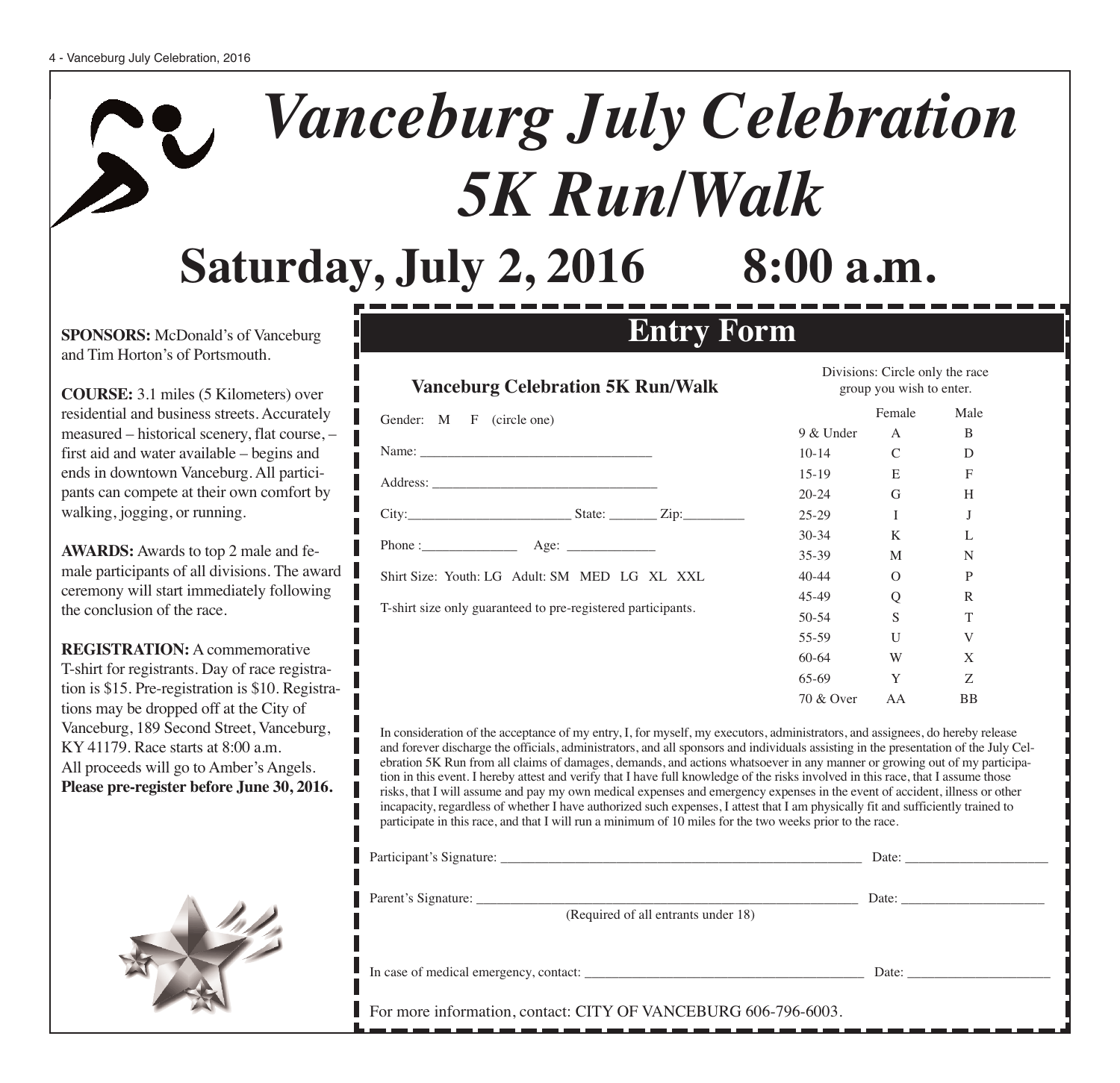# *Vanceburg July Celebration 5K Run/Walk*

## Saturday, July 2, 2016 8:00 a.m.

**SPONSORS:** McDonald's of Vanceburg and Tim Horton's of Portsmouth.

**COURSE:** 3.1 miles (5 Kilometers) over residential and business streets. Accurately measured – historical scenery, flat course, – first aid and water available – begins and ends in downtown Vanceburg. All participants can compete at their own comfort by walking, jogging, or running.

**AWARDS:** Awards to top 2 male and female participants of all divisions. The award ceremony will start immediately following the conclusion of the race.

**REGISTRATION:** A commemorative T-shirt for registrants. Day of race registration is $15. Pre-registration is $10. Registrations may be dropped off at the City of Vanceburg, 189 Second Street, Vanceburg, KY 41179. Race starts at 8:00 a.m.
All proceeds will go to Amber's Angels.
**Please pre-register before June 30, 2016.**

## Entry Form

### Vanceburg Celebration 5K Run/Walk

Gender: M F (circle one)

Name: ________________________________

Address: ________________________________

City:______________________ State: _______ Zip:________

Phone :_____________ Age: ____________

Shirt Size: Youth: LG Adult: SM MED LG XL XXL

T-shirt size only guaranteed to pre-registered participants.

Divisions: Circle only the race group you wish to enter.

| | Female | Male |
|---|---|---|
| 9 & Under | A | B |
| 10-14 | C | D |
| 15-19 | E | F |
| 20-24 | G | H |
| 25-29 | I | J |
| 30-34 | K | L |
| 35-39 | M | N |
| 40-44 | O | P |
| 45-49 | Q | R |
| 50-54 | S | T |
| 55-59 | U | V |
| 60-64 | W | X |
| 65-69 | Y | Z |
| 70 & Over | AA | BB |

In consideration of the acceptance of my entry, I, for myself, my executors, administrators, and assignees, do hereby release and forever discharge the officials, administrators, and all sponsors and individuals assisting in the presentation of the July Celebration 5K Run from all claims of damages, demands, and actions whatsoever in any manner or growing out of my participation in this event. I hereby attest and verify that I have full knowledge of the risks involved in this race, that I assume those risks, that I will assume and pay my own medical expenses and emergency expenses in the event of accident, illness or other incapacity, regardless of whether I have authorized such expenses, I attest that I am physically fit and sufficiently trained to participate in this race, and that I will run a minimum of 10 miles for the two weeks prior to the race.

Participant's Signature: ____________________________________________ Date: __________________

Parent's Signature: ____________________________________________ Date: __________________
(Required of all entrants under 18)

In case of medical emergency, contact: ____________________________________ Date: __________________

For more information, contact: CITY OF VANCEBURG 606-796-6003.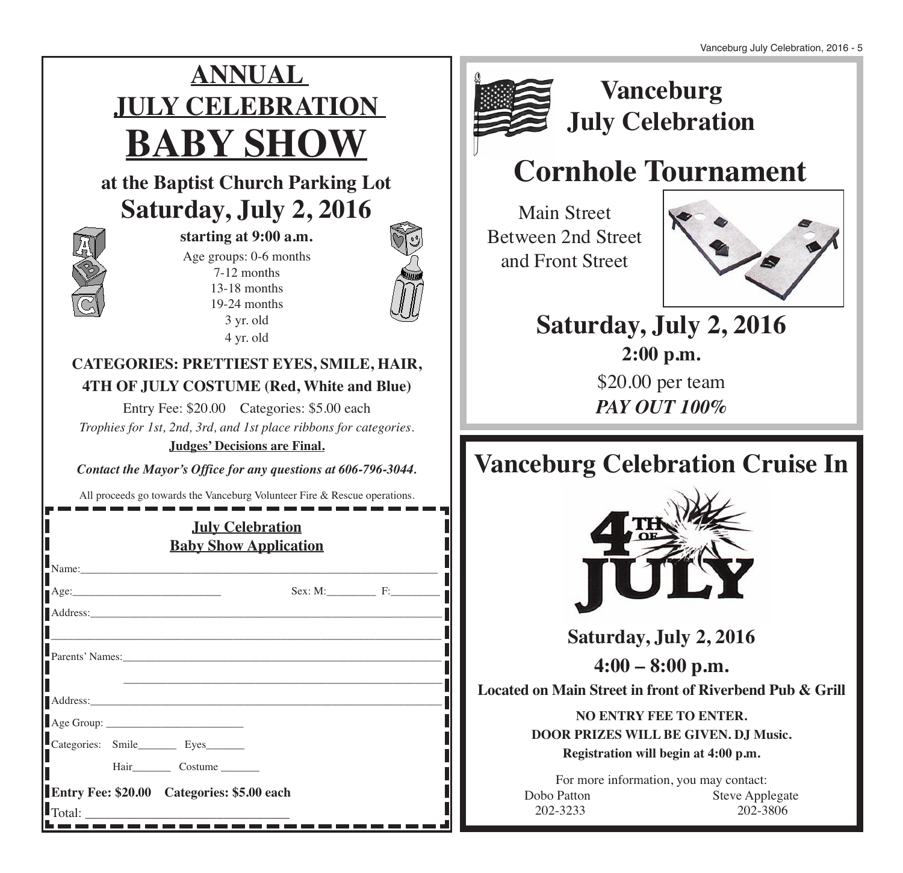# ANNUAL JULY CELEBRATION BABY SHOW

**at the Baptist Church Parking Lot**

## Saturday, July 2, 2016

**starting at 9:00 a.m.**

Age groups: 0-6 months
7-12 months
13-18 months
19-24 months
3 yr. old
4 yr. old

**CATEGORIES: PRETTIEST EYES, SMILE, HAIR, 4TH OF JULY COSTUME (Red, White and Blue)**

Entry Fee: $20.00 Categories: $5.00 each

*Trophies for 1st, 2nd, 3rd, and 1st place ribbons for categories.*

**Judges' Decisions are Final.**

***Contact the Mayor's Office for any questions at 606-796-3044.***

All proceeds go towards the Vanceburg Volunteer Fire & Rescue operations.

---

**July Celebration**
**Baby Show Application**

Name:____________________________________________

Age:__________________________ Sex: M:_________ F:_________

Address:____________________________________________

____________________________________________

Parents' Names:____________________________________________

____________________________________________

Address:____________________________________________

Age Group: __________________________

Categories: Smile_______ Eyes_______

Hair_______ Costume _______

**Entry Fee: $20.00 Categories: $5.00 each**

Total: ________________________________

---

## Vanceburg July Celebration

# Cornhole Tournament

Main Street
Between 2nd Street
and Front Street

## Saturday, July 2, 2016

**2:00 p.m.**

$20.00 per team

***PAY OUT 100%***

---

# Vanceburg Celebration Cruise In

4TH OF JULY

## Saturday, July 2, 2016

**4:00 – 8:00 p.m.**

**Located on Main Street in front of Riverbend Pub & Grill**

**NO ENTRY FEE TO ENTER.**
**DOOR PRIZES WILL BE GIVEN. DJ Music.**
**Registration will begin at 4:00 p.m.**

For more information, you may contact:

Dobo Patton 202-3233

Steve Applegate 202-3806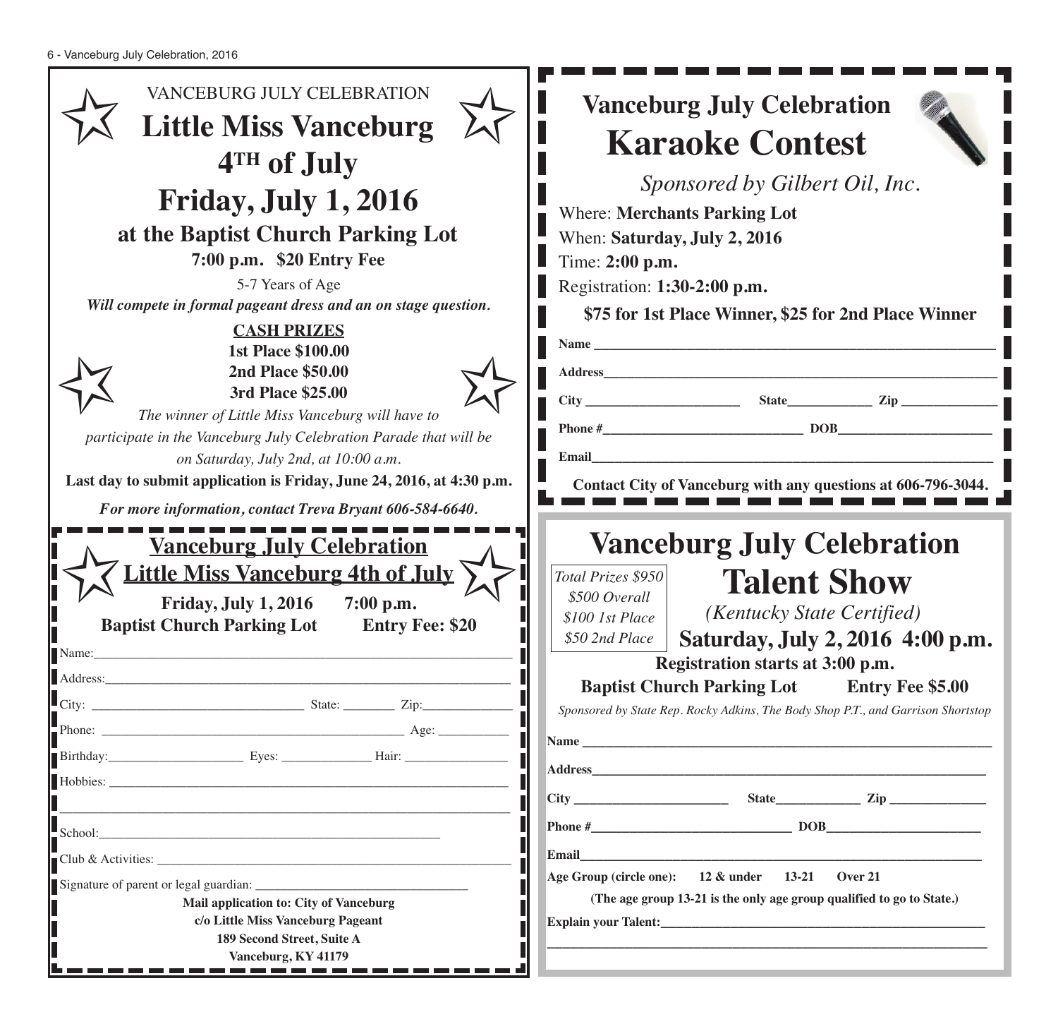VANCEBURG JULY CELEBRATION

# Little Miss Vanceburg 4TH of July

## Friday, July 1, 2016

### at the Baptist Church Parking Lot

**7:00 p.m. $20 Entry Fee**

5-7 Years of Age

***Will compete in formal pageant dress and an on stage question.***

**CASH PRIZES**

**1st Place $100.00**
**2nd Place $50.00**
**3rd Place $25.00**

*The winner of Little Miss Vanceburg will have to participate in the Vanceburg July Celebration Parade that will be on Saturday, July 2nd, at 10:00 a.m.*

**Last day to submit application is Friday, June 24, 2016, at 4:30 p.m.**

***For more information, contact Treva Bryant 606-584-6640.***

---

## Vanceburg July Celebration
## Little Miss Vanceburg 4th of July

**Friday, July 1, 2016 7:00 p.m.**
**Baptist Church Parking Lot Entry Fee: $20**

Name:_______________

Address:_______________

City: _______________ State: ________ Zip:_______________

Phone: _______________ Age: ___________

Birthday:_______________ Eyes: _____________ Hair: _______________

Hobbies: _______________

_______________

School:_______________

Club & Activities: _______________

Signature of parent or legal guardian: _______________

**Mail application to: City of Vanceburg**
**c/o Little Miss Vanceburg Pageant**
**189 Second Street, Suite A**
**Vanceburg, KY 41179**

---

## Vanceburg July Celebration
# Karaoke Contest

*Sponsored by Gilbert Oil, Inc.*

Where: **Merchants Parking Lot**
When: **Saturday, July 2, 2016**
Time: **2:00 p.m.**
Registration: **1:30-2:00 p.m.**

**$75 for 1st Place Winner, $25 for 2nd Place Winner**

**Name** _______________

**Address**_______________

**City** _______________ **State**_____________ **Zip** _______________

**Phone #**_______________ **DOB**_______________

**Email**_______________

**Contact City of Vanceburg with any questions at 606-796-3044.**

---

## Vanceburg July Celebration
# Talent Show

*Total Prizes $950*
*$500 Overall*
*$100 1st Place*
*$50 2nd Place*

*(Kentucky State Certified)*

**Saturday, July 2, 2016 4:00 p.m.**

**Registration starts at 3:00 p.m.**

**Baptist Church Parking Lot Entry Fee $5.00**

*Sponsored by State Rep. Rocky Adkins, The Body Shop P.T., and Garrison Shortstop*

**Name** _______________

**Address**_______________

**City** _______________ **State**_____________ **Zip** _______________

**Phone #**_______________ **DOB**_______________

**Email**_______________

**Age Group (circle one): 12 & under 13-21 Over 21**

**(The age group 13-21 is the only age group qualified to go to State.)**

**Explain your Talent:**_______________

_______________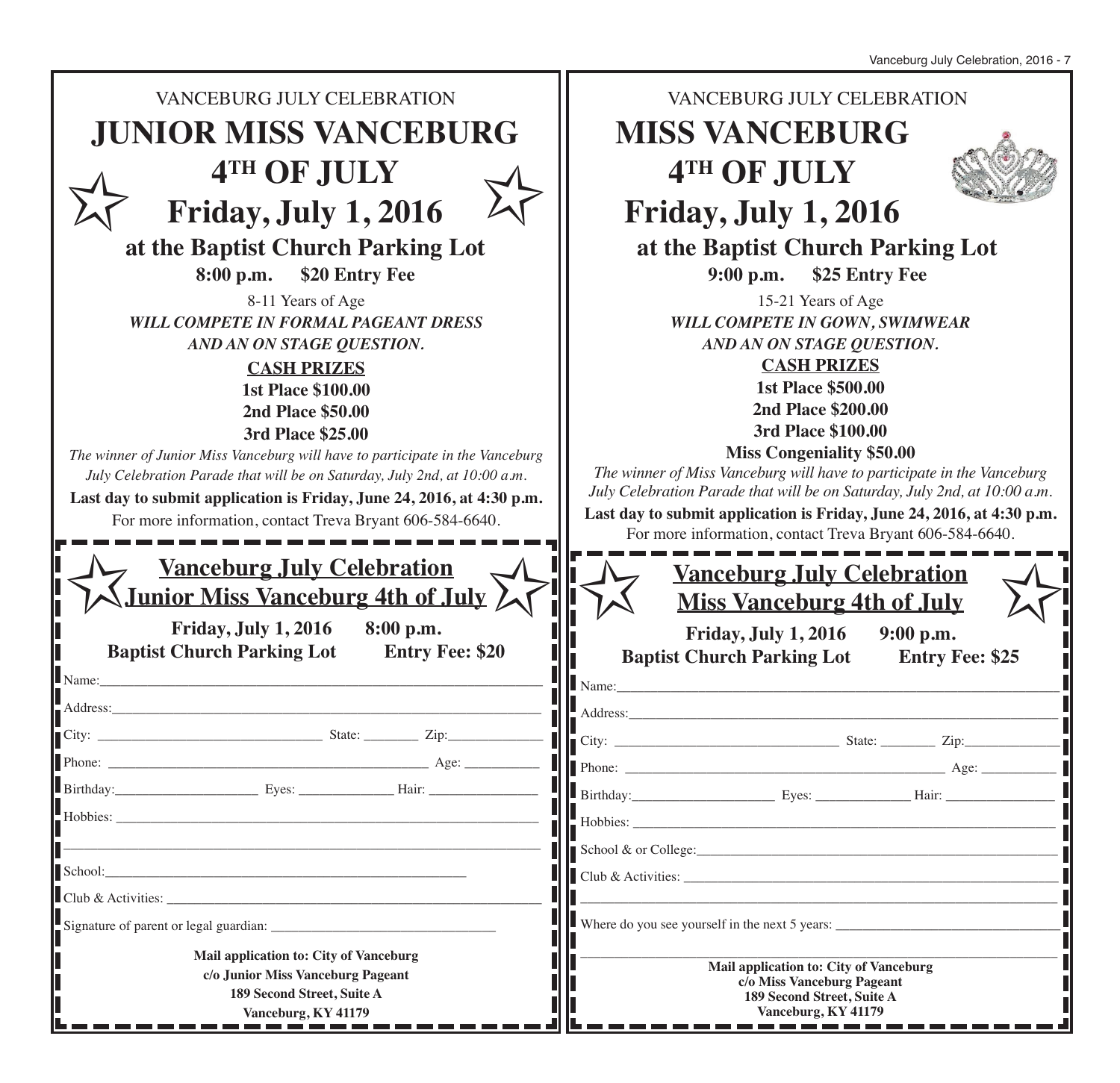VANCEBURG JULY CELEBRATION

# JUNIOR MISS VANCEBURG 4TH OF JULY

## Friday, July 1, 2016

### at the Baptist Church Parking Lot

**8:00 p.m. $20 Entry Fee**

8-11 Years of Age

***WILL COMPETE IN FORMAL PAGEANT DRESS AND AN ON STAGE QUESTION.***

**CASH PRIZES**

**1st Place $100.00**
**2nd Place $50.00**
**3rd Place $25.00**

*The winner of Junior Miss Vanceburg will have to participate in the Vanceburg July Celebration Parade that will be on Saturday, July 2nd, at 10:00 a.m.*

**Last day to submit application is Friday, June 24, 2016, at 4:30 p.m.**

For more information, contact Treva Bryant 606-584-6640.

---

## Vanceburg July Celebration
## Junior Miss Vanceburg 4th of July

**Friday, July 1, 2016 8:00 p.m.**
**Baptist Church Parking Lot Entry Fee: $20**

Name:___________________________________________

Address:_________________________________________

City: _______________________ State: ________ Zip:____________

Phone: _________________________________ Age: __________

Birthday:_________________ Eyes: ____________ Hair: ______________

Hobbies: _________________________________________

_________________________________________________

School:_________________________________________

Club & Activities: __________________________________

Signature of parent or legal guardian: ___________________________

**Mail application to: City of Vanceburg**
**c/o Junior Miss Vanceburg Pageant**
**189 Second Street, Suite A**
**Vanceburg, KY 41179**

---

VANCEBURG JULY CELEBRATION

# MISS VANCEBURG 4TH OF JULY

## Friday, July 1, 2016

### at the Baptist Church Parking Lot

**9:00 p.m. $25 Entry Fee**

15-21 Years of Age

***WILL COMPETE IN GOWN, SWIMWEAR AND AN ON STAGE QUESTION.***

**CASH PRIZES**

**1st Place $500.00**
**2nd Place $200.00**
**3rd Place $100.00**
**Miss Congeniality $50.00**

*The winner of Miss Vanceburg will have to participate in the Vanceburg July Celebration Parade that will be on Saturday, July 2nd, at 10:00 a.m.*

**Last day to submit application is Friday, June 24, 2016, at 4:30 p.m.**

For more information, contact Treva Bryant 606-584-6640.

---

## Vanceburg July Celebration
## Miss Vanceburg 4th of July

**Friday, July 1, 2016 9:00 p.m.**
**Baptist Church Parking Lot Entry Fee: $25**

Name:___________________________________________

Address:_________________________________________

City: _______________________ State: ________ Zip:____________

Phone: _________________________________ Age: __________

Birthday:_________________ Eyes: ____________ Hair: ______________

Hobbies: _________________________________________

School & or College:__________________________________

Club & Activities: __________________________________

_________________________________________________

Where do you see yourself in the next 5 years: _______________________

_________________________________________________

**Mail application to: City of Vanceburg**
**c/o Miss Vanceburg Pageant**
**189 Second Street, Suite A**
**Vanceburg, KY 41179**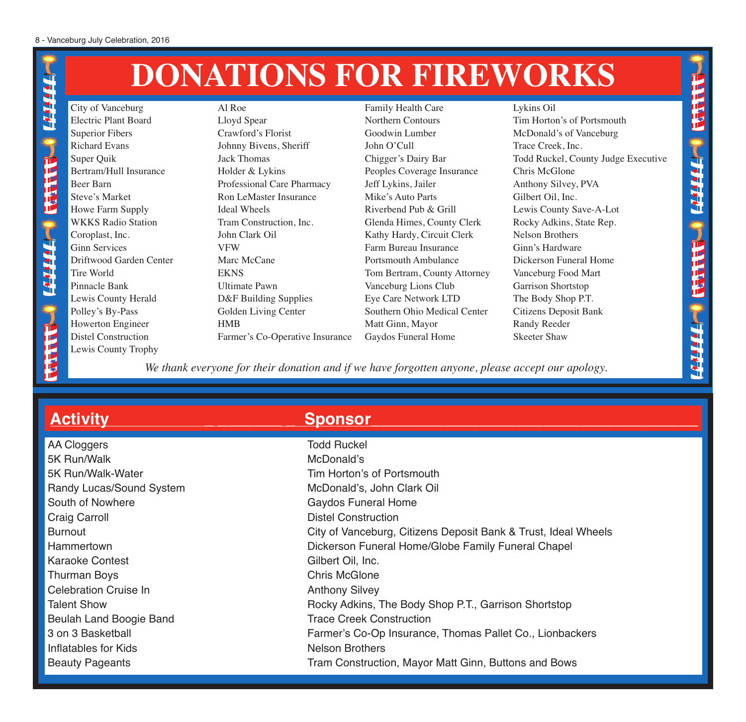# DONATIONS FOR FIREWORKS

City of Vanceburg
Electric Plant Board
Superior Fibers
Richard Evans
Super Quik
Bertram/Hull Insurance
Beer Barn
Steve's Market
Howe Farm Supply
WKKS Radio Station
Coroplast, Inc.
Ginn Services
Driftwood Garden Center
Tire World
Pinnacle Bank
Lewis County Herald
Polley's By-Pass
Howerton Engineer
Distel Construction
Lewis County Trophy
Al Roe
Lloyd Spear
Crawford's Florist
Johnny Bivens, Sheriff
Jack Thomas
Holder & Lykins
Professional Care Pharmacy
Ron LeMaster Insurance
Ideal Wheels
Tram Construction, Inc.
John Clark Oil
VFW
Marc McCane
EKNS
Ultimate Pawn
D&F Building Supplies
Golden Living Center
HMB
Farmer's Co-Operative Insurance
Family Health Care
Northern Contours
Goodwin Lumber
John O'Cull
Chigger's Dairy Bar
Peoples Coverage Insurance
Jeff Lykins, Jailer
Mike's Auto Parts
Riverbend Pub & Grill
Glenda Himes, County Clerk
Kathy Hardy, Circuit Clerk
Farm Bureau Insurance
Portsmouth Ambulance
Tom Bertram, County Attorney
Vanceburg Lions Club
Eye Care Network LTD
Southern Ohio Medical Center
Matt Ginn, Mayor
Gaydos Funeral Home
Lykins Oil
Tim Horton's of Portsmouth
McDonald's of Vanceburg
Trace Creek, Inc.
Todd Ruckel, County Judge Executive
Chris McGlone
Anthony Silvey, PVA
Gilbert Oil, Inc.
Lewis County Save-A-Lot
Rocky Adkins, State Rep.
Nelson Brothers
Ginn's Hardware
Dickerson Funeral Home
Vanceburg Food Mart
Garrison Shortstop
The Body Shop P.T.
Citizens Deposit Bank
Randy Reeder
Skeeter Shaw

*We thank everyone for their donation and if we have forgotten anyone, please accept our apology.*

| Activity | Sponsor |
|---|---|
| AA Cloggers | Todd Ruckel |
| 5K Run/Walk | McDonald's |
| 5K Run/Walk-Water | Tim Horton's of Portsmouth |
| Randy Lucas/Sound System | McDonald's, John Clark Oil |
| South of Nowhere | Gaydos Funeral Home |
| Craig Carroll | Distel Construction |
| Burnout | City of Vanceburg, Citizens Deposit Bank & Trust, Ideal Wheels |
| Hammertown | Dickerson Funeral Home/Globe Family Funeral Chapel |
| Karaoke Contest | Gilbert Oil, Inc. |
| Thurman Boys | Chris McGlone |
| Celebration Cruise In | Anthony Silvey |
| Talent Show | Rocky Adkins, The Body Shop P.T., Garrison Shortstop |
| Beulah Land Boogie Band | Trace Creek Construction |
| 3 on 3 Basketball | Farmer's Co-Op Insurance, Thomas Pallet Co., Lionbackers |
| Inflatables for Kids | Nelson Brothers |
| Beauty Pageants | Tram Construction, Mayor Matt Ginn, Buttons and Bows |